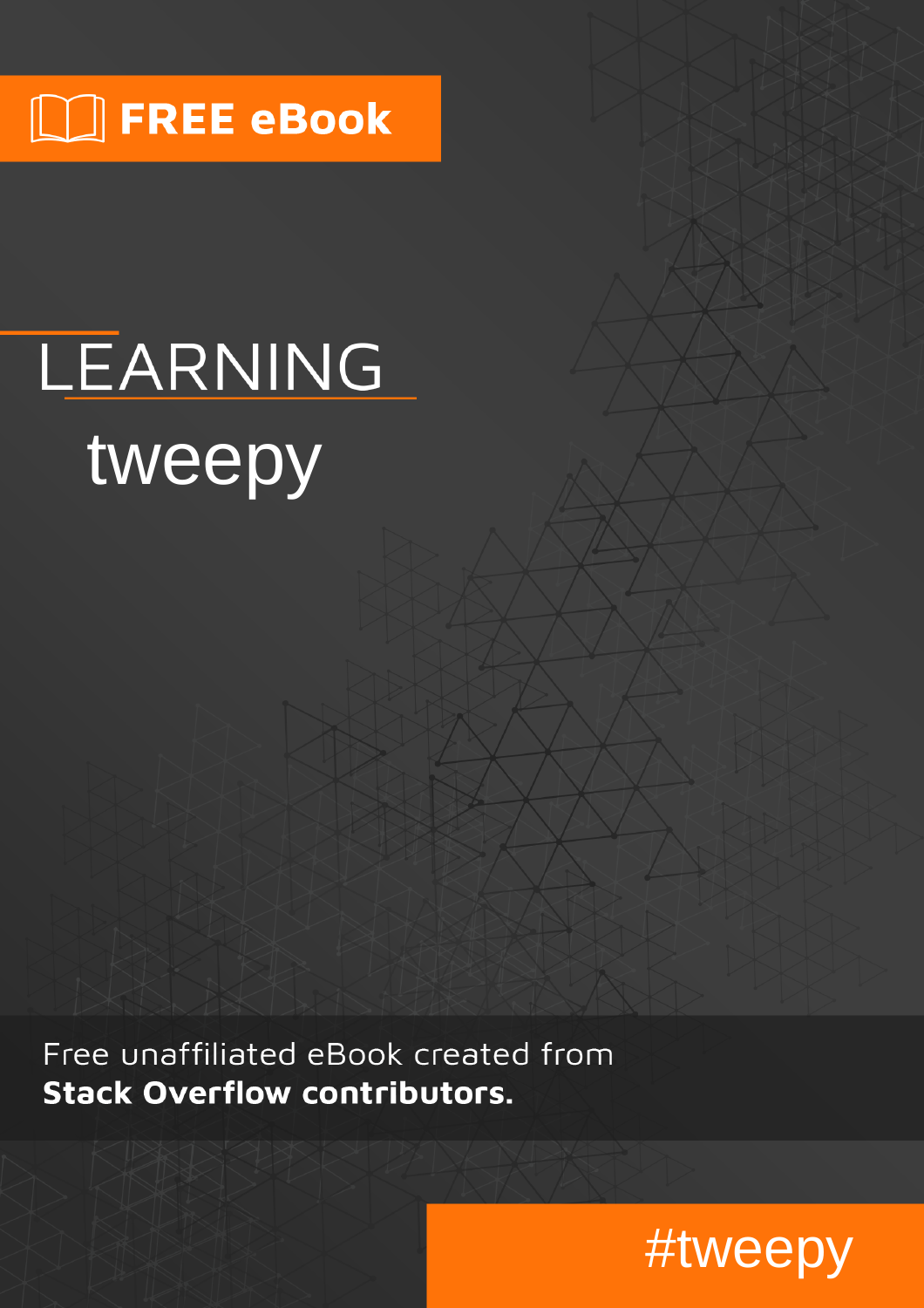FREE eBook

# LEARNING tweepy

Free unaffiliated eBook created from **Stack Overflow contributors.**

#tweepy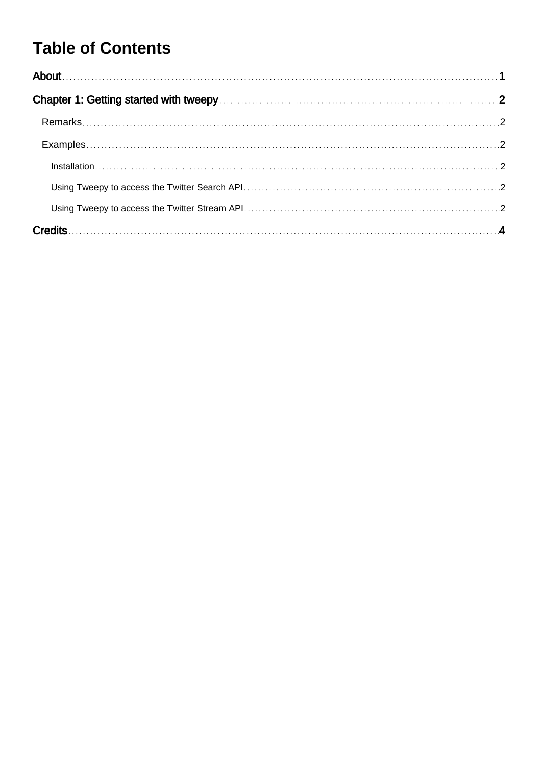# Table of Contents

- About ........ 1
- Chapter 1: Getting started with tweepy ........ 2
  - Remarks ........ 2
  - Examples ........ 2
    - Installation ........ 2
    - Using Tweepy to access the Twitter Search API ........ 2
    - Using Tweepy to access the Twitter Stream API ........ 2
- Credits ........ 4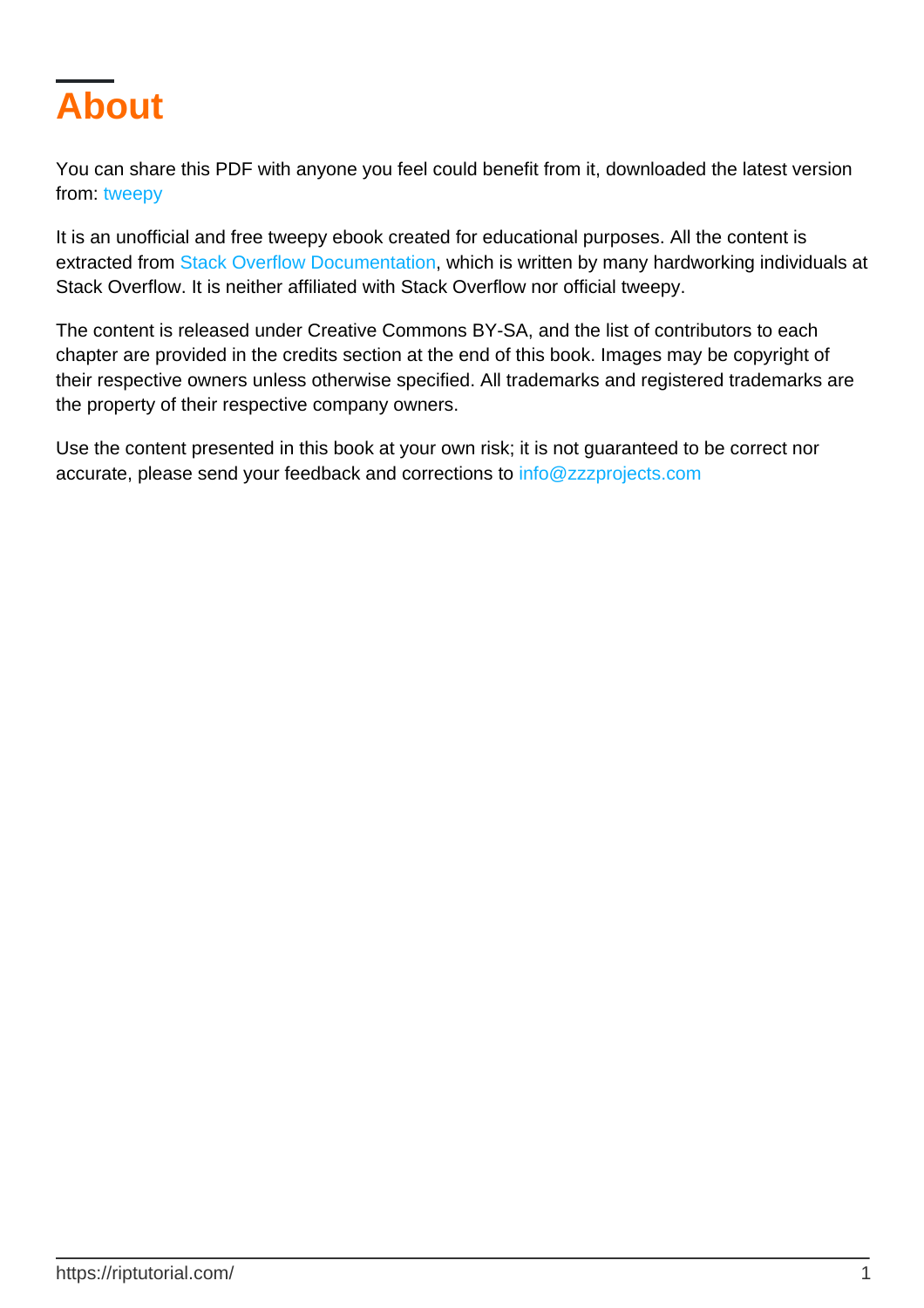# About

You can share this PDF with anyone you feel could benefit from it, downloaded the latest version from: tweepy

It is an unofficial and free tweepy ebook created for educational purposes. All the content is extracted from Stack Overflow Documentation, which is written by many hardworking individuals at Stack Overflow. It is neither affiliated with Stack Overflow nor official tweepy.

The content is released under Creative Commons BY-SA, and the list of contributors to each chapter are provided in the credits section at the end of this book. Images may be copyright of their respective owners unless otherwise specified. All trademarks and registered trademarks are the property of their respective company owners.

Use the content presented in this book at your own risk; it is not guaranteed to be correct nor accurate, please send your feedback and corrections to info@zzzprojects.com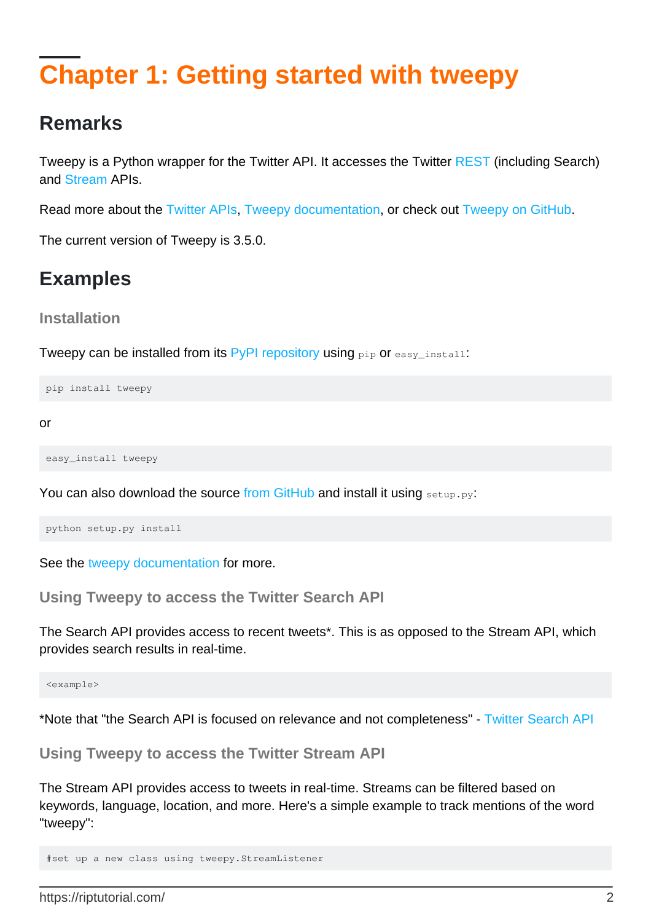# Chapter 1: Getting started with tweepy

## Remarks

Tweepy is a Python wrapper for the Twitter API. It accesses the Twitter REST (including Search) and Stream APIs.

Read more about the Twitter APIs, Tweepy documentation, or check out Tweepy on GitHub.

The current version of Tweepy is 3.5.0.

## Examples

### Installation

Tweepy can be installed from its PyPI repository using `pip` or `easy_install`:

```
pip install tweepy
```

or

```
easy_install tweepy
```

You can also download the source from GitHub and install it using `setup.py`:

```
python setup.py install
```

See the tweepy documentation for more.

### Using Tweepy to access the Twitter Search API

The Search API provides access to recent tweets*. This is as opposed to the Stream API, which provides search results in real-time.

```
<example>
```

*Note that "the Search API is focused on relevance and not completeness" - Twitter Search API

### Using Tweepy to access the Twitter Stream API

The Stream API provides access to tweets in real-time. Streams can be filtered based on keywords, language, location, and more. Here's a simple example to track mentions of the word "tweepy":

```
#set up a new class using tweepy.StreamListener
```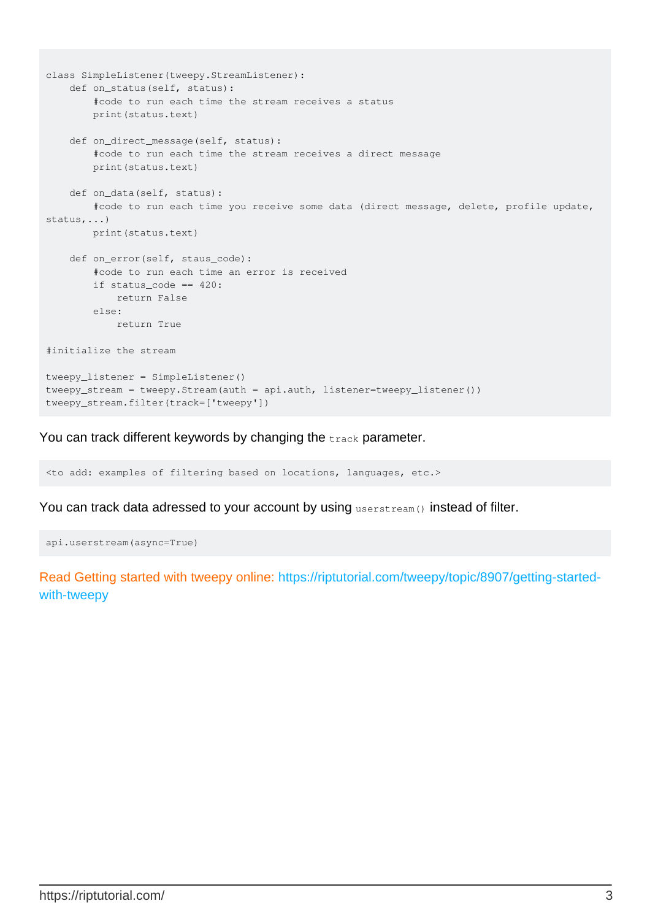```
class SimpleListener(tweepy.StreamListener):
    def on_status(self, status):
        #code to run each time the stream receives a status
        print(status.text)

    def on_direct_message(self, status):
        #code to run each time the stream receives a direct message
        print(status.text)

    def on_data(self, status):
        #code to run each time you receive some data (direct message, delete, profile update,
status,...)
        print(status.text)

    def on_error(self, staus_code):
        #code to run each time an error is received
        if status_code == 420:
            return False
        else:
            return True

#initialize the stream

tweepy_listener = SimpleListener()
tweepy_stream = tweepy.Stream(auth = api.auth, listener=tweepy_listener())
tweepy_stream.filter(track=['tweepy'])
```

You can track different keywords by changing the `track` parameter.

```
<to add: examples of filtering based on locations, languages, etc.>
```

You can track data adressed to your account by using `userstream()` instead of filter.

```
api.userstream(async=True)
```

Read Getting started with tweepy online: https://riptutorial.com/tweepy/topic/8907/getting-started-with-tweepy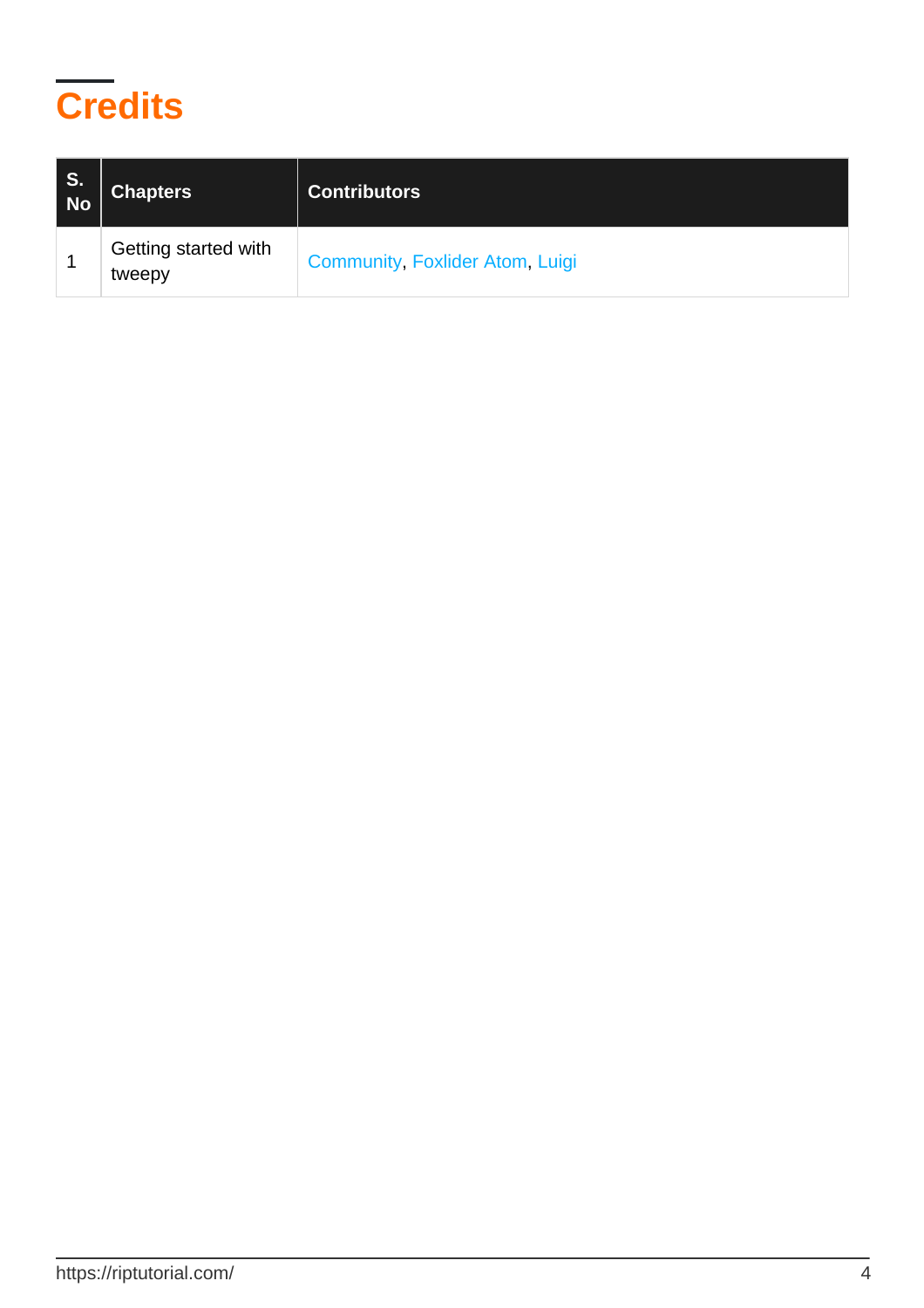# Credits

| S. No | Chapters | Contributors |
| --- | --- | --- |
| 1 | Getting started with tweepy | Community, Foxlider Atom, Luigi |